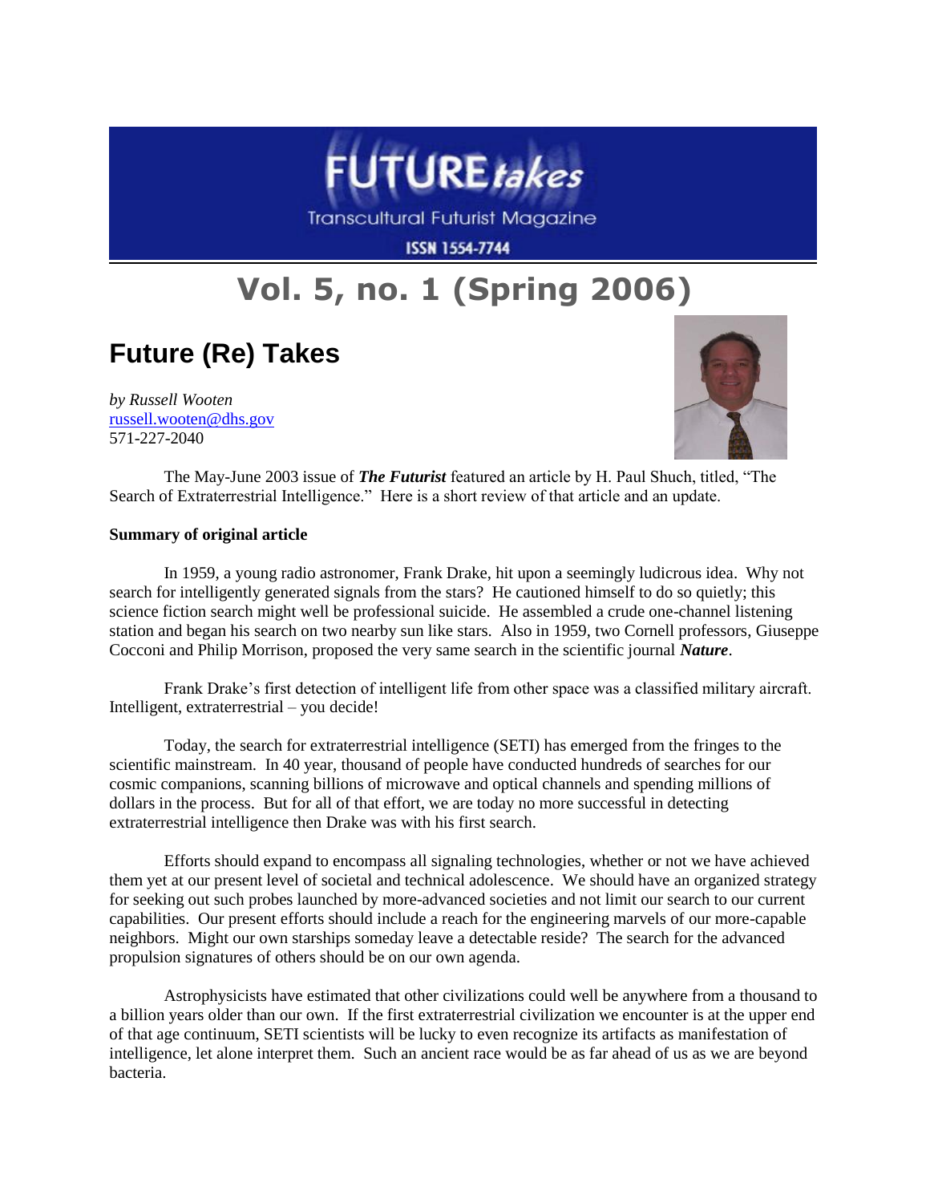# FUTURE*takes*

Transcultural Futurist Magazine

ISSN 1554-7744

# Vol. 5, no. 1 (Spring 2006)

## Future (Re) Takes

*by Russell Wooten*
[russell.wooten@dhs.gov](mailto:russell.wooten@dhs.gov)
571-227-2040

The May-June 2003 issue of ***The Futurist*** featured an article by H. Paul Shuch, titled, "The Search of Extraterrestrial Intelligence." Here is a short review of that article and an update.

**Summary of original article**

In 1959, a young radio astronomer, Frank Drake, hit upon a seemingly ludicrous idea. Why not search for intelligently generated signals from the stars? He cautioned himself to do so quietly; this science fiction search might well be professional suicide. He assembled a crude one-channel listening station and began his search on two nearby sun like stars. Also in 1959, two Cornell professors, Giuseppe Cocconi and Philip Morrison, proposed the very same search in the scientific journal ***Nature***.

Frank Drake's first detection of intelligent life from other space was a classified military aircraft. Intelligent, extraterrestrial – you decide!

Today, the search for extraterrestrial intelligence (SETI) has emerged from the fringes to the scientific mainstream. In 40 year, thousand of people have conducted hundreds of searches for our cosmic companions, scanning billions of microwave and optical channels and spending millions of dollars in the process. But for all of that effort, we are today no more successful in detecting extraterrestrial intelligence then Drake was with his first search.

Efforts should expand to encompass all signaling technologies, whether or not we have achieved them yet at our present level of societal and technical adolescence. We should have an organized strategy for seeking out such probes launched by more-advanced societies and not limit our search to our current capabilities. Our present efforts should include a reach for the engineering marvels of our more-capable neighbors. Might our own starships someday leave a detectable reside? The search for the advanced propulsion signatures of others should be on our own agenda.

Astrophysicists have estimated that other civilizations could well be anywhere from a thousand to a billion years older than our own. If the first extraterrestrial civilization we encounter is at the upper end of that age continuum, SETI scientists will be lucky to even recognize its artifacts as manifestation of intelligence, let alone interpret them. Such an ancient race would be as far ahead of us as we are beyond bacteria.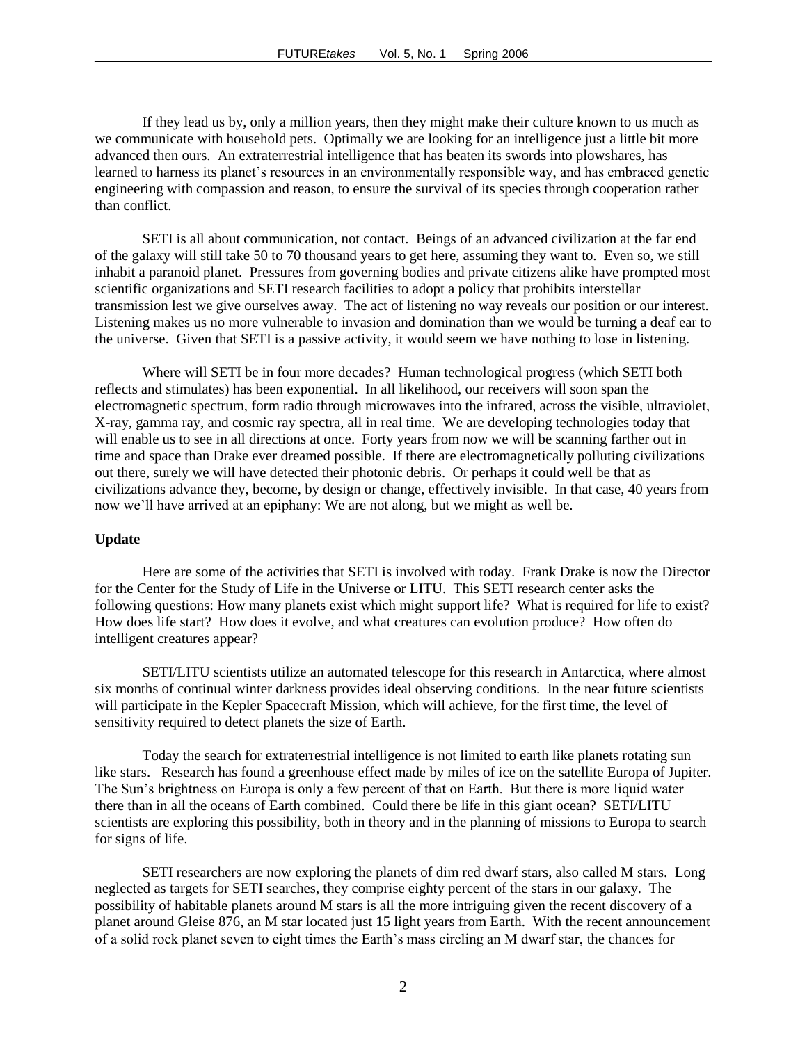If they lead us by, only a million years, then they might make their culture known to us much as we communicate with household pets. Optimally we are looking for an intelligence just a little bit more advanced then ours. An extraterrestrial intelligence that has beaten its swords into plowshares, has learned to harness its planet's resources in an environmentally responsible way, and has embraced genetic engineering with compassion and reason, to ensure the survival of its species through cooperation rather than conflict.

SETI is all about communication, not contact. Beings of an advanced civilization at the far end of the galaxy will still take 50 to 70 thousand years to get here, assuming they want to. Even so, we still inhabit a paranoid planet. Pressures from governing bodies and private citizens alike have prompted most scientific organizations and SETI research facilities to adopt a policy that prohibits interstellar transmission lest we give ourselves away. The act of listening no way reveals our position or our interest. Listening makes us no more vulnerable to invasion and domination than we would be turning a deaf ear to the universe. Given that SETI is a passive activity, it would seem we have nothing to lose in listening.

Where will SETI be in four more decades? Human technological progress (which SETI both reflects and stimulates) has been exponential. In all likelihood, our receivers will soon span the electromagnetic spectrum, form radio through microwaves into the infrared, across the visible, ultraviolet, X-ray, gamma ray, and cosmic ray spectra, all in real time. We are developing technologies today that will enable us to see in all directions at once. Forty years from now we will be scanning farther out in time and space than Drake ever dreamed possible. If there are electromagnetically polluting civilizations out there, surely we will have detected their photonic debris. Or perhaps it could well be that as civilizations advance they, become, by design or change, effectively invisible. In that case, 40 years from now we'll have arrived at an epiphany: We are not along, but we might as well be.

**Update**

Here are some of the activities that SETI is involved with today. Frank Drake is now the Director for the Center for the Study of Life in the Universe or LITU. This SETI research center asks the following questions: How many planets exist which might support life? What is required for life to exist? How does life start? How does it evolve, and what creatures can evolution produce? How often do intelligent creatures appear?

SETI/LITU scientists utilize an automated telescope for this research in Antarctica, where almost six months of continual winter darkness provides ideal observing conditions. In the near future scientists will participate in the Kepler Spacecraft Mission, which will achieve, for the first time, the level of sensitivity required to detect planets the size of Earth.

Today the search for extraterrestrial intelligence is not limited to earth like planets rotating sun like stars. Research has found a greenhouse effect made by miles of ice on the satellite Europa of Jupiter. The Sun's brightness on Europa is only a few percent of that on Earth. But there is more liquid water there than in all the oceans of Earth combined. Could there be life in this giant ocean? SETI/LITU scientists are exploring this possibility, both in theory and in the planning of missions to Europa to search for signs of life.

SETI researchers are now exploring the planets of dim red dwarf stars, also called M stars. Long neglected as targets for SETI searches, they comprise eighty percent of the stars in our galaxy. The possibility of habitable planets around M stars is all the more intriguing given the recent discovery of a planet around Gleise 876, an M star located just 15 light years from Earth. With the recent announcement of a solid rock planet seven to eight times the Earth's mass circling an M dwarf star, the chances for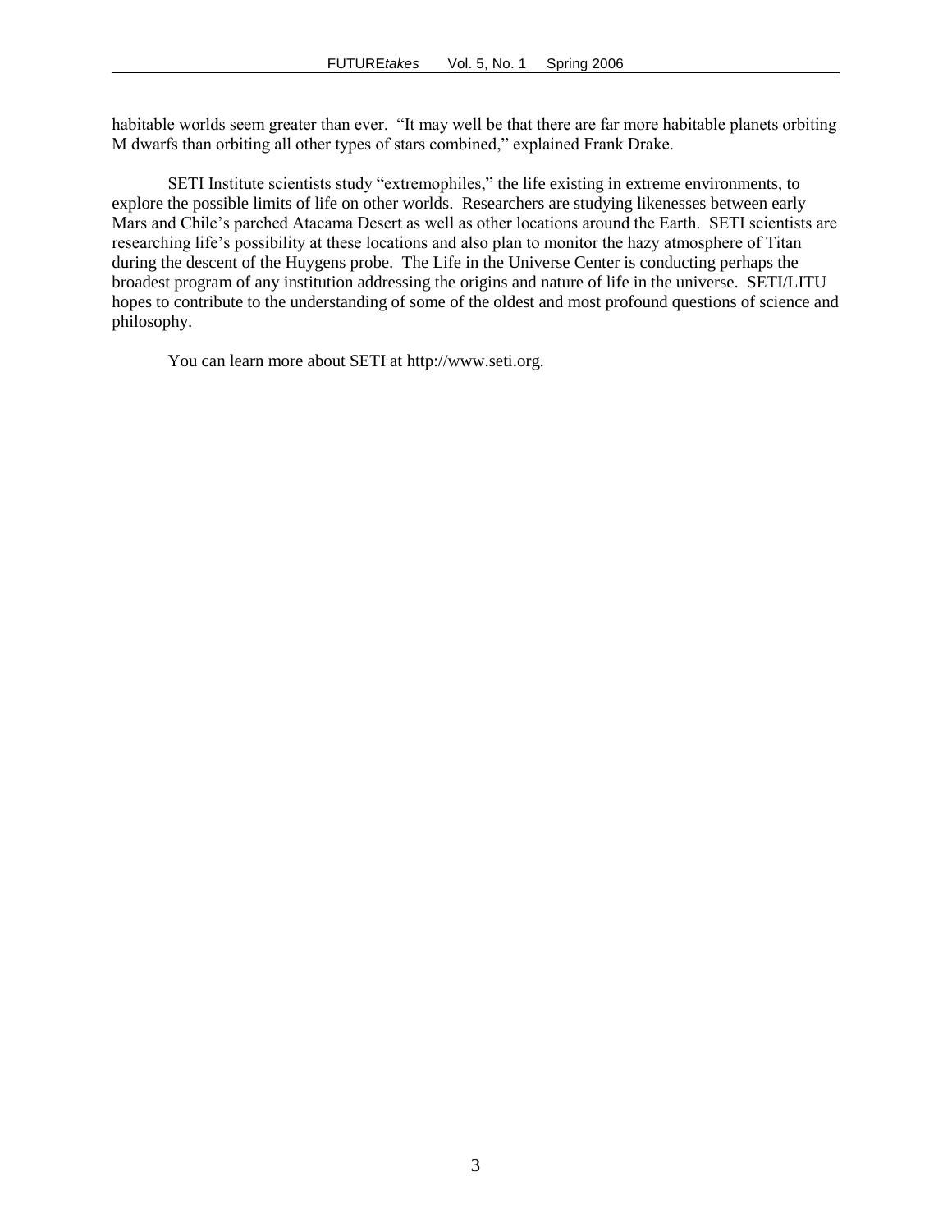habitable worlds seem greater than ever. "It may well be that there are far more habitable planets orbiting M dwarfs than orbiting all other types of stars combined," explained Frank Drake.

SETI Institute scientists study "extremophiles," the life existing in extreme environments, to explore the possible limits of life on other worlds. Researchers are studying likenesses between early Mars and Chile's parched Atacama Desert as well as other locations around the Earth. SETI scientists are researching life's possibility at these locations and also plan to monitor the hazy atmosphere of Titan during the descent of the Huygens probe. The Life in the Universe Center is conducting perhaps the broadest program of any institution addressing the origins and nature of life in the universe. SETI/LITU hopes to contribute to the understanding of some of the oldest and most profound questions of science and philosophy.

You can learn more about SETI at http://www.seti.org.